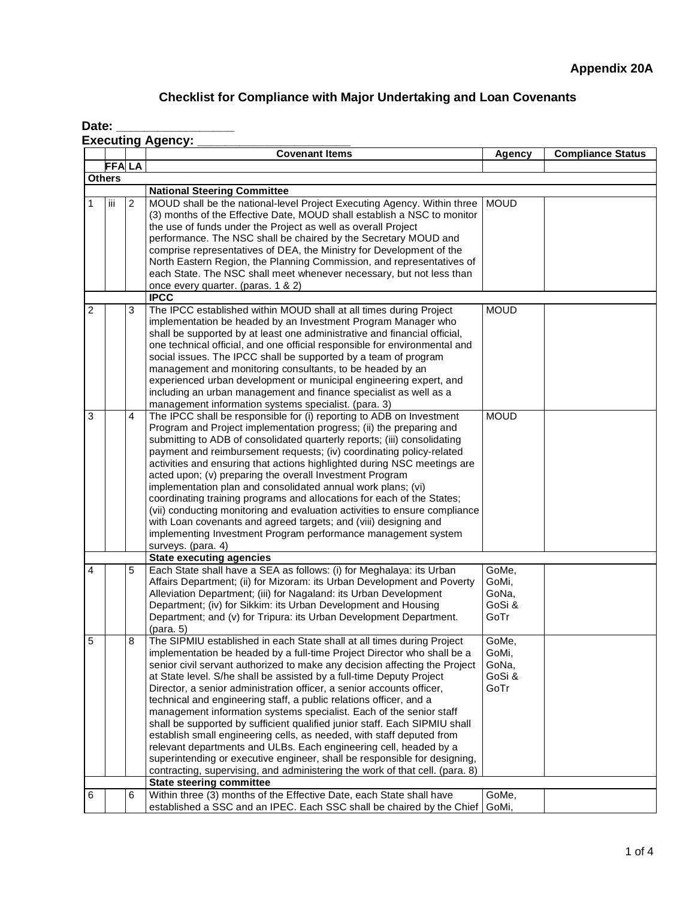**Appendix 20A**

## Checklist for Compliance with Major Undertaking and Loan Covenants

**Date: _______________**

**Executing Agency: ____________________**

| | | | Covenant Items | Agency | Compliance Status |
|---|---|---|---|---|---|
| | FFA | LA | | | |
| **Others** | | | | | |
| | | | **National Steering Committee** | | |
| 1 | iii | 2 | MOUD shall be the national-level Project Executing Agency. Within three (3) months of the Effective Date, MOUD shall establish a NSC to monitor the use of funds under the Project as well as overall Project performance. The NSC shall be chaired by the Secretary MOUD and comprise representatives of DEA, the Ministry for Development of the North Eastern Region, the Planning Commission, and representatives of each State. The NSC shall meet whenever necessary, but not less than once every quarter. (paras. 1 & 2) | MOUD | |
| | | | **IPCC** | | |
| 2 | | 3 | The IPCC established within MOUD shall at all times during Project implementation be headed by an Investment Program Manager who shall be supported by at least one administrative and financial official, one technical official, and one official responsible for environmental and social issues. The IPCC shall be supported by a team of program management and monitoring consultants, to be headed by an experienced urban development or municipal engineering expert, and including an urban management and finance specialist as well as a management information systems specialist. (para. 3) | MOUD | |
| 3 | | 4 | The IPCC shall be responsible for (i) reporting to ADB on Investment Program and Project implementation progress; (ii) the preparing and submitting to ADB of consolidated quarterly reports; (iii) consolidating payment and reimbursement requests; (iv) coordinating policy-related activities and ensuring that actions highlighted during NSC meetings are acted upon; (v) preparing the overall Investment Program implementation plan and consolidated annual work plans; (vi) coordinating training programs and allocations for each of the States; (vii) conducting monitoring and evaluation activities to ensure compliance with Loan covenants and agreed targets; and (viii) designing and implementing Investment Program performance management system surveys. (para. 4) | MOUD | |
| | | | **State executing agencies** | | |
| 4 | | 5 | Each State shall have a SEA as follows: (i) for Meghalaya: its Urban Affairs Department; (ii) for Mizoram: its Urban Development and Poverty Alleviation Department; (iii) for Nagaland: its Urban Development Department; (iv) for Sikkim: its Urban Development and Housing Department; and (v) for Tripura: its Urban Development Department. (para. 5) | GoMe, GoMi, GoNa, GoSi & GoTr | |
| 5 | | 8 | The SIPMIU established in each State shall at all times during Project implementation be headed by a full-time Project Director who shall be a senior civil servant authorized to make any decision affecting the Project at State level. S/he shall be assisted by a full-time Deputy Project Director, a senior administration officer, a senior accounts officer, technical and engineering staff, a public relations officer, and a management information systems specialist. Each of the senior staff shall be supported by sufficient qualified junior staff. Each SIPMIU shall establish small engineering cells, as needed, with staff deputed from relevant departments and ULBs. Each engineering cell, headed by a superintending or executive engineer, shall be responsible for designing, contracting, supervising, and administering the work of that cell. (para. 8) | GoMe, GoMi, GoNa, GoSi & GoTr | |
| | | | **State steering committee** | | |
| 6 | | 6 | Within three (3) months of the Effective Date, each State shall have established a SSC and an IPEC. Each SSC shall be chaired by the Chief | GoMe, GoMi, | |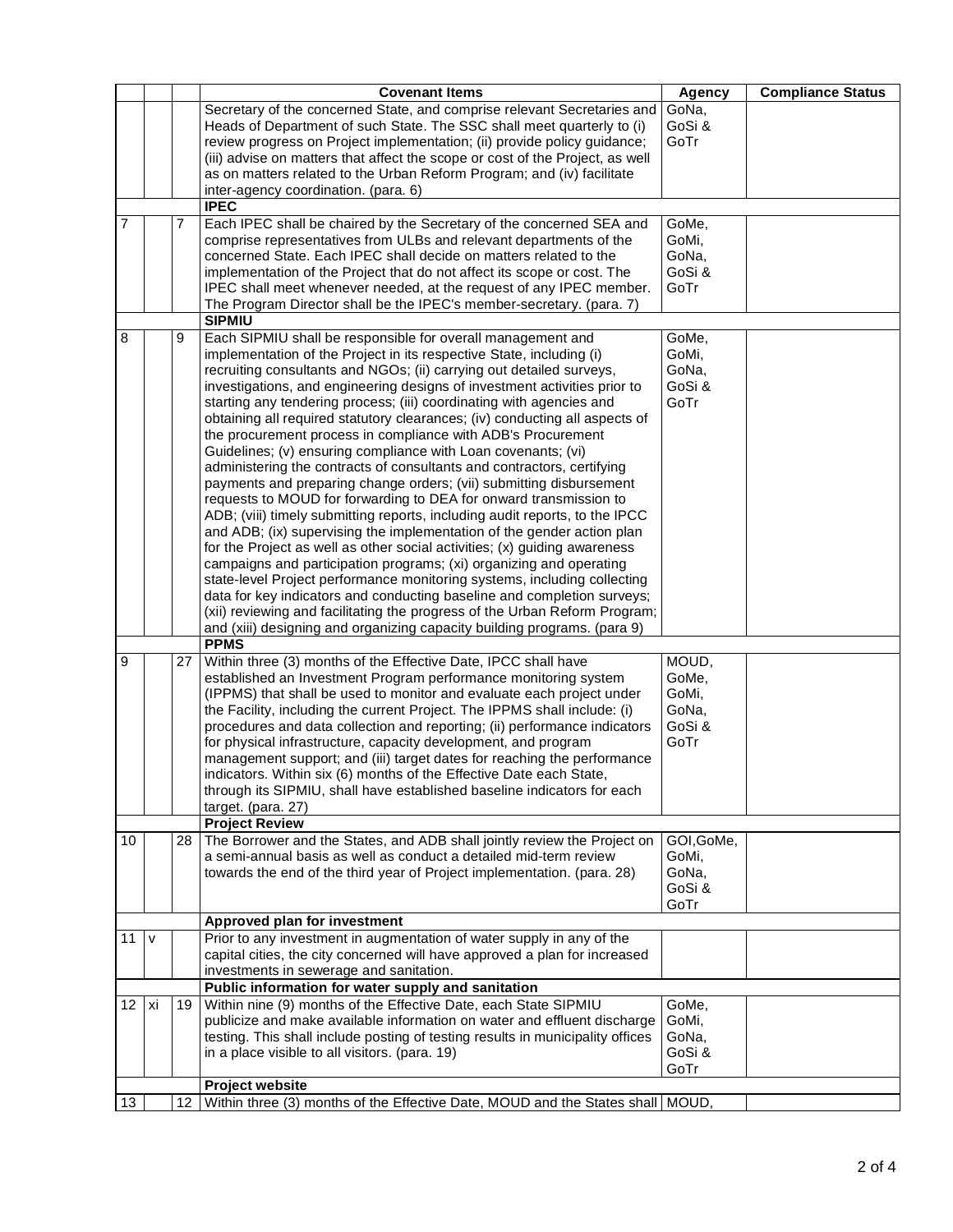| | | | Covenant Items | Agency | Compliance Status |
|---|---|---|---|---|---|
| | | | Secretary of the concerned State, and comprise relevant Secretaries and Heads of Department of such State. The SSC shall meet quarterly to (i) review progress on Project implementation; (ii) provide policy guidance; (iii) advise on matters that affect the scope or cost of the Project, as well as on matters related to the Urban Reform Program; and (iv) facilitate inter-agency coordination. (para. 6) | GoNa, GoSi & GoTr | |
| | | | **IPEC** | | |
| 7 | | 7 | Each IPEC shall be chaired by the Secretary of the concerned SEA and comprise representatives from ULBs and relevant departments of the concerned State. Each IPEC shall decide on matters related to the implementation of the Project that do not affect its scope or cost. The IPEC shall meet whenever needed, at the request of any IPEC member. The Program Director shall be the IPEC's member-secretary. (para. 7) | GoMe, GoMi, GoNa, GoSi & GoTr | |
| | | | **SIPMIU** | | |
| 8 | | 9 | Each SIPMIU shall be responsible for overall management and implementation of the Project in its respective State, including (i) recruiting consultants and NGOs; (ii) carrying out detailed surveys, investigations, and engineering designs of investment activities prior to starting any tendering process; (iii) coordinating with agencies and obtaining all required statutory clearances; (iv) conducting all aspects of the procurement process in compliance with ADB's Procurement Guidelines; (v) ensuring compliance with Loan covenants; (vi) administering the contracts of consultants and contractors, certifying payments and preparing change orders; (vii) submitting disbursement requests to MOUD for forwarding to DEA for onward transmission to ADB; (viii) timely submitting reports, including audit reports, to the IPCC and ADB; (ix) supervising the implementation of the gender action plan for the Project as well as other social activities; (x) guiding awareness campaigns and participation programs; (xi) organizing and operating state-level Project performance monitoring systems, including collecting data for key indicators and conducting baseline and completion surveys; (xii) reviewing and facilitating the progress of the Urban Reform Program; and (xiii) designing and organizing capacity building programs. (para 9) | GoMe, GoMi, GoNa, GoSi & GoTr | |
| | | | **PPMS** | | |
| 9 | | 27 | Within three (3) months of the Effective Date, IPCC shall have established an Investment Program performance monitoring system (IPPMS) that shall be used to monitor and evaluate each project under the Facility, including the current Project. The IPPMS shall include: (i) procedures and data collection and reporting; (ii) performance indicators for physical infrastructure, capacity development, and program management support; and (iii) target dates for reaching the performance indicators. Within six (6) months of the Effective Date each State, through its SIPMIU, shall have established baseline indicators for each target. (para. 27) | MOUD, GoMe, GoMi, GoNa, GoSi & GoTr | |
| | | | **Project Review** | | |
| 10 | | 28 | The Borrower and the States, and ADB shall jointly review the Project on a semi-annual basis as well as conduct a detailed mid-term review towards the end of the third year of Project implementation. (para. 28) | GOI,GoMe, GoMi, GoNa, GoSi & GoTr | |
| | | | **Approved plan for investment** | | |
| 11 | v | | Prior to any investment in augmentation of water supply in any of the capital cities, the city concerned will have approved a plan for increased investments in sewerage and sanitation. | | |
| | | | **Public information for water supply and sanitation** | | |
| 12 | xi | 19 | Within nine (9) months of the Effective Date, each State SIPMIU publicize and make available information on water and effluent discharge testing. This shall include posting of testing results in municipality offices in a place visible to all visitors. (para. 19) | GoMe, GoMi, GoNa, GoSi & GoTr | |
| | | | **Project website** | | |
| 13 | | 12 | Within three (3) months of the Effective Date, MOUD and the States shall | MOUD, | |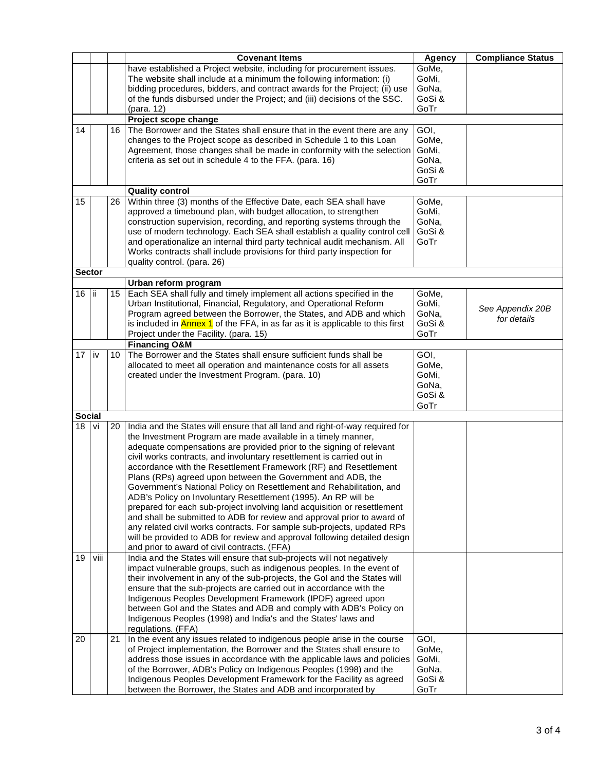| | | | Covenant Items | Agency | Compliance Status |
|---|---|---|---|---|---|
| | | | have established a Project website, including for procurement issues. The website shall include at a minimum the following information: (i) bidding procedures, bidders, and contract awards for the Project; (ii) use of the funds disbursed under the Project; and (iii) decisions of the SSC. (para. 12) | GoMe, GoMi, GoNa, GoSi & GoTr | |
| | | | **Project scope change** | | |
| 14 | | 16 | The Borrower and the States shall ensure that in the event there are any changes to the Project scope as described in Schedule 1 to this Loan Agreement, those changes shall be made in conformity with the selection criteria as set out in schedule 4 to the FFA. (para. 16) | GOI, GoMe, GoMi, GoNa, GoSi & GoTr | |
| | | | **Quality control** | | |
| 15 | | 26 | Within three (3) months of the Effective Date, each SEA shall have approved a timebound plan, with budget allocation, to strengthen construction supervision, recording, and reporting systems through the use of modern technology. Each SEA shall establish a quality control cell and operationalize an internal third party technical audit mechanism. All Works contracts shall include provisions for third party inspection for quality control. (para. 26) | GoMe, GoMi, GoNa, GoSi & GoTr | |
| **Sector** | | | | | |
| | | | **Urban reform program** | | |
| 16 | ii | 15 | Each SEA shall fully and timely implement all actions specified in the Urban Institutional, Financial, Regulatory, and Operational Reform Program agreed between the Borrower, the States, and ADB and which is included in Annex 1 of the FFA, in as far as it is applicable to this first Project under the Facility. (para. 15) | GoMe, GoMi, GoNa, GoSi & GoTr | *See Appendix 20B for details* |
| | | | **Financing O&M** | | |
| 17 | iv | 10 | The Borrower and the States shall ensure sufficient funds shall be allocated to meet all operation and maintenance costs for all assets created under the Investment Program. (para. 10) | GOI, GoMe, GoMi, GoNa, GoSi & GoTr | |
| **Social** | | | | | |
| 18 | vi | 20 | India and the States will ensure that all land and right-of-way required for the Investment Program are made available in a timely manner, adequate compensations are provided prior to the signing of relevant civil works contracts, and involuntary resettlement is carried out in accordance with the Resettlement Framework (RF) and Resettlement Plans (RPs) agreed upon between the Government and ADB, the Government's National Policy on Resettlement and Rehabilitation, and ADB's Policy on Involuntary Resettlement (1995). An RP will be prepared for each sub-project involving land acquisition or resettlement and shall be submitted to ADB for review and approval prior to award of any related civil works contracts. For sample sub-projects, updated RPs will be provided to ADB for review and approval following detailed design and prior to award of civil contracts. (FFA) | | |
| 19 | viii | | India and the States will ensure that sub-projects will not negatively impact vulnerable groups, such as indigenous peoples. In the event of their involvement in any of the sub-projects, the GoI and the States will ensure that the sub-projects are carried out in accordance with the Indigenous Peoples Development Framework (IPDF) agreed upon between GoI and the States and ADB and comply with ADB's Policy on Indigenous Peoples (1998) and India's and the States' laws and regulations. (FFA) | | |
| 20 | | 21 | In the event any issues related to indigenous people arise in the course of Project implementation, the Borrower and the States shall ensure to address those issues in accordance with the applicable laws and policies of the Borrower, ADB's Policy on Indigenous Peoples (1998) and the Indigenous Peoples Development Framework for the Facility as agreed between the Borrower, the States and ADB and incorporated by | GOI, GoMe, GoMi, GoNa, GoSi & GoTr | |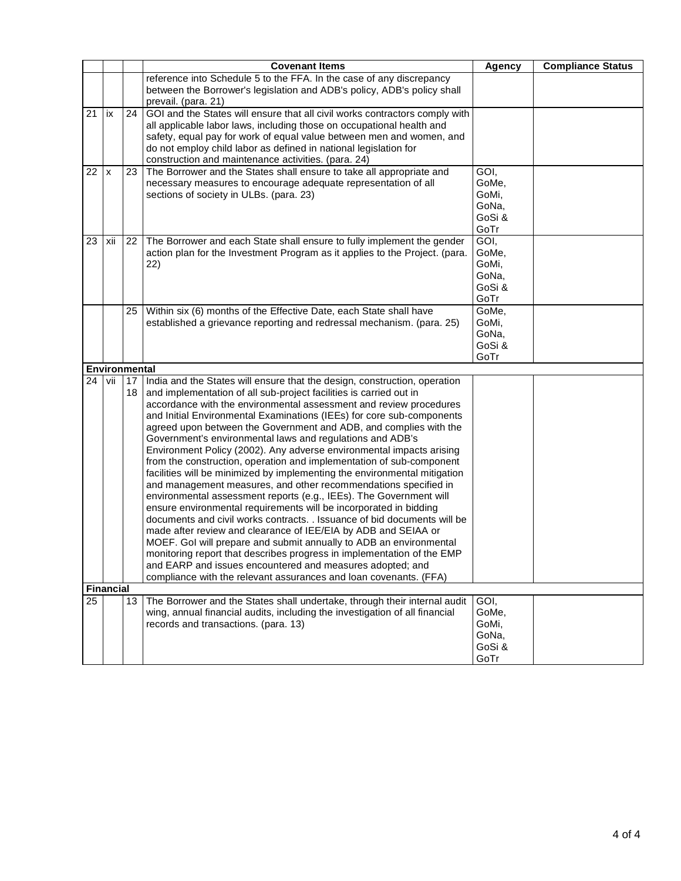| | | | Covenant Items | Agency | Compliance Status |
|---|---|---|---|---|---|
| | | | reference into Schedule 5 to the FFA. In the case of any discrepancy between the Borrower's legislation and ADB's policy, ADB's policy shall prevail. (para. 21) | | |
| 21 | ix | 24 | GOI and the States will ensure that all civil works contractors comply with all applicable labor laws, including those on occupational health and safety, equal pay for work of equal value between men and women, and do not employ child labor as defined in national legislation for construction and maintenance activities. (para. 24) | | |
| 22 | x | 23 | The Borrower and the States shall ensure to take all appropriate and necessary measures to encourage adequate representation of all sections of society in ULBs. (para. 23) | GOI, GoMe, GoMi, GoNa, GoSi & GoTr | |
| 23 | xii | 22 | The Borrower and each State shall ensure to fully implement the gender action plan for the Investment Program as it applies to the Project. (para. 22) | GOI, GoMe, GoMi, GoNa, GoSi & GoTr | |
| | | 25 | Within six (6) months of the Effective Date, each State shall have established a grievance reporting and redressal mechanism. (para. 25) | GoMe, GoMi, GoNa, GoSi & GoTr | |
| **Environmental** | | | | | |
| 24 | vii | 17 18 | India and the States will ensure that the design, construction, operation and implementation of all sub-project facilities is carried out in accordance with the environmental assessment and review procedures and Initial Environmental Examinations (IEEs) for core sub-components agreed upon between the Government and ADB, and complies with the Government's environmental laws and regulations and ADB's Environment Policy (2002). Any adverse environmental impacts arising from the construction, operation and implementation of sub-component facilities will be minimized by implementing the environmental mitigation and management measures, and other recommendations specified in environmental assessment reports (e.g., IEEs). The Government will ensure environmental requirements will be incorporated in bidding documents and civil works contracts. . Issuance of bid documents will be made after review and clearance of IEE/EIA by ADB and SEIAA or MOEF. GoI will prepare and submit annually to ADB an environmental monitoring report that describes progress in implementation of the EMP and EARP and issues encountered and measures adopted; and compliance with the relevant assurances and loan covenants. (FFA) | | |
| **Financial** | | | | | |
| 25 | | 13 | The Borrower and the States shall undertake, through their internal audit wing, annual financial audits, including the investigation of all financial records and transactions. (para. 13) | GOI, GoMe, GoMi, GoNa, GoSi & GoTr | |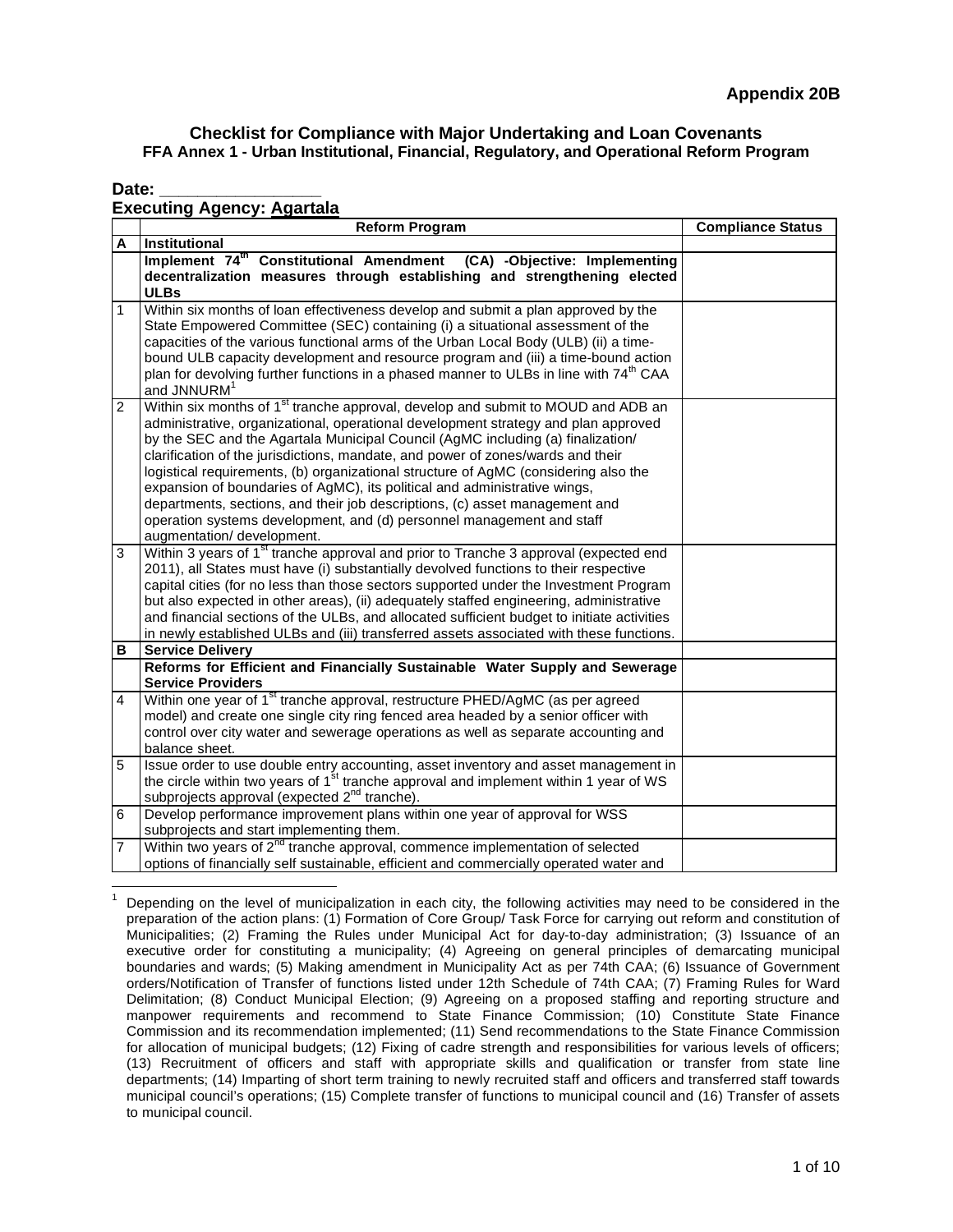**Appendix 20B**

## Checklist for Compliance with Major Undertaking and Loan Covenants

### FFA Annex 1 - Urban Institutional, Financial, Regulatory, and Operational Reform Program

**Date: \_\_\_\_\_\_\_\_\_\_\_\_\_\_\_\_\_\_**

**Executing Agency: Agartala**

| | Reform Program | Compliance Status |
|---|---|---|
| **A** | **Institutional** | |
| | **Implement 74th Constitutional Amendment (CA) -Objective: Implementing decentralization measures through establishing and strengthening elected ULBs** | |
| 1 | Within six months of loan effectiveness develop and submit a plan approved by the State Empowered Committee (SEC) containing (i) a situational assessment of the capacities of the various functional arms of the Urban Local Body (ULB) (ii) a time-bound ULB capacity development and resource program and (iii) a time-bound action plan for devolving further functions in a phased manner to ULBs in line with 74th CAA and JNNURM[1] | |
| 2 | Within six months of 1st tranche approval, develop and submit to MOUD and ADB an administrative, organizational, operational development strategy and plan approved by the SEC and the Agartala Municipal Council (AgMC including (a) finalization/ clarification of the jurisdictions, mandate, and power of zones/wards and their logistical requirements, (b) organizational structure of AgMC (considering also the expansion of boundaries of AgMC), its political and administrative wings, departments, sections, and their job descriptions, (c) asset management and operation systems development, and (d) personnel management and staff augmentation/ development. | |
| 3 | Within 3 years of 1st tranche approval and prior to Tranche 3 approval (expected end 2011), all States must have (i) substantially devolved functions to their respective capital cities (for no less than those sectors supported under the Investment Program but also expected in other areas), (ii) adequately staffed engineering, administrative and financial sections of the ULBs, and allocated sufficient budget to initiate activities in newly established ULBs and (iii) transferred assets associated with these functions. | |
| **B** | **Service Delivery** | |
| | **Reforms for Efficient and Financially Sustainable Water Supply and Sewerage Service Providers** | |
| 4 | Within one year of 1st tranche approval, restructure PHED/AgMC (as per agreed model) and create one single city ring fenced area headed by a senior officer with control over city water and sewerage operations as well as separate accounting and balance sheet. | |
| 5 | Issue order to use double entry accounting, asset inventory and asset management in the circle within two years of 1st tranche approval and implement within 1 year of WS subprojects approval (expected 2nd tranche). | |
| 6 | Develop performance improvement plans within one year of approval for WSS subprojects and start implementing them. | |
| 7 | Within two years of 2nd tranche approval, commence implementation of selected options of financially self sustainable, efficient and commercially operated water and | |

[1] Depending on the level of municipalization in each city, the following activities may need to be considered in the preparation of the action plans: (1) Formation of Core Group/ Task Force for carrying out reform and constitution of Municipalities; (2) Framing the Rules under Municipal Act for day-to-day administration; (3) Issuance of an executive order for constituting a municipality; (4) Agreeing on general principles of demarcating municipal boundaries and wards; (5) Making amendment in Municipality Act as per 74th CAA; (6) Issuance of Government orders/Notification of Transfer of functions listed under 12th Schedule of 74th CAA; (7) Framing Rules for Ward Delimitation; (8) Conduct Municipal Election; (9) Agreeing on a proposed staffing and reporting structure and manpower requirements and recommend to State Finance Commission; (10) Constitute State Finance Commission and its recommendation implemented; (11) Send recommendations to the State Finance Commission for allocation of municipal budgets; (12) Fixing of cadre strength and responsibilities for various levels of officers; (13) Recruitment of officers and staff with appropriate skills and qualification or transfer from state line departments; (14) Imparting of short term training to newly recruited staff and officers and transferred staff towards municipal council's operations; (15) Complete transfer of functions to municipal council and (16) Transfer of assets to municipal council.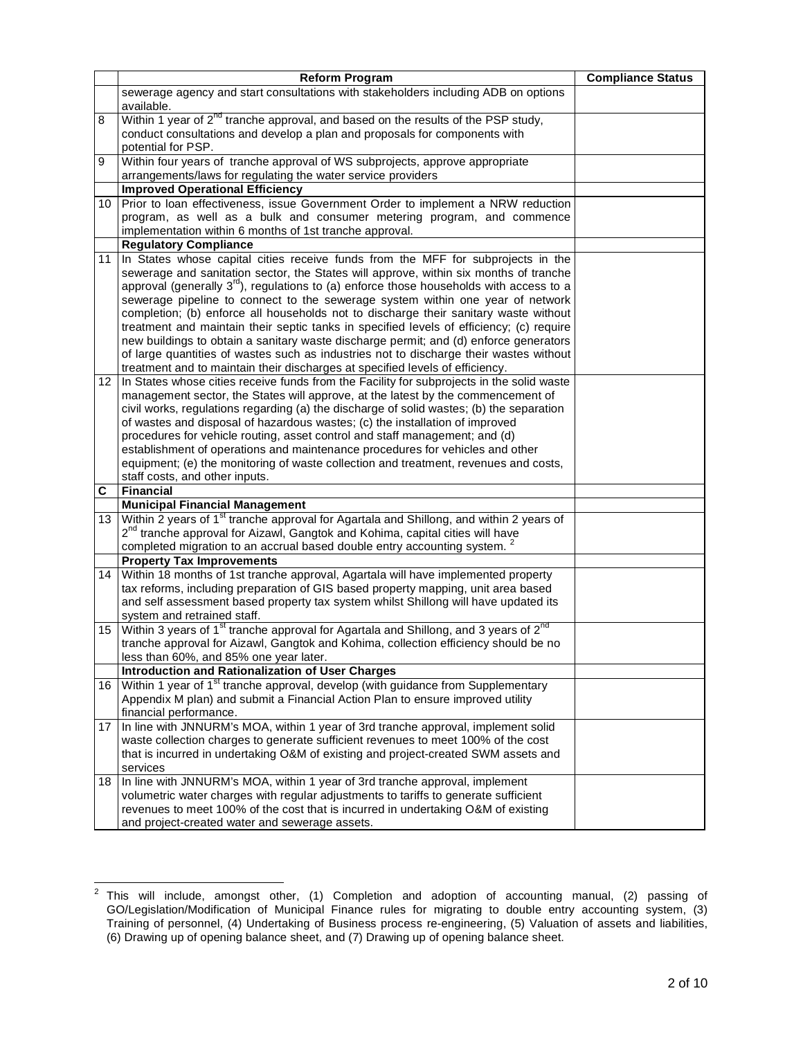| | Reform Program | Compliance Status |
|---|---|---|
| | sewerage agency and start consultations with stakeholders including ADB on options available. | |
| 8 | Within 1 year of 2nd tranche approval, and based on the results of the PSP study, conduct consultations and develop a plan and proposals for components with potential for PSP. | |
| 9 | Within four years of tranche approval of WS subprojects, approve appropriate arrangements/laws for regulating the water service providers | |
| | **Improved Operational Efficiency** | |
| 10 | Prior to loan effectiveness, issue Government Order to implement a NRW reduction program, as well as a bulk and consumer metering program, and commence implementation within 6 months of 1st tranche approval. | |
| | **Regulatory Compliance** | |
| 11 | In States whose capital cities receive funds from the MFF for subprojects in the sewerage and sanitation sector, the States will approve, within six months of tranche approval (generally 3rd), regulations to (a) enforce those households with access to a sewerage pipeline to connect to the sewerage system within one year of network completion; (b) enforce all households not to discharge their sanitary waste without treatment and maintain their septic tanks in specified levels of efficiency; (c) require new buildings to obtain a sanitary waste discharge permit; and (d) enforce generators of large quantities of wastes such as industries not to discharge their wastes without treatment and to maintain their discharges at specified levels of efficiency. | |
| 12 | In States whose cities receive funds from the Facility for subprojects in the solid waste management sector, the States will approve, at the latest by the commencement of civil works, regulations regarding (a) the discharge of solid wastes; (b) the separation of wastes and disposal of hazardous wastes; (c) the installation of improved procedures for vehicle routing, asset control and staff management; and (d) establishment of operations and maintenance procedures for vehicles and other equipment; (e) the monitoring of waste collection and treatment, revenues and costs, staff costs, and other inputs. | |
| **C** | **Financial** | |
| | **Municipal Financial Management** | |
| 13 | Within 2 years of 1st tranche approval for Agartala and Shillong, and within 2 years of 2nd tranche approval for Aizawl, Gangtok and Kohima, capital cities will have completed migration to an accrual based double entry accounting system. [2] | |
| | **Property Tax Improvements** | |
| 14 | Within 18 months of 1st tranche approval, Agartala will have implemented property tax reforms, including preparation of GIS based property mapping, unit area based and self assessment based property tax system whilst Shillong will have updated its system and retrained staff. | |
| 15 | Within 3 years of 1st tranche approval for Agartala and Shillong, and 3 years of 2nd tranche approval for Aizawl, Gangtok and Kohima, collection efficiency should be no less than 60%, and 85% one year later. | |
| | **Introduction and Rationalization of User Charges** | |
| 16 | Within 1 year of 1st tranche approval, develop (with guidance from Supplementary Appendix M plan) and submit a Financial Action Plan to ensure improved utility financial performance. | |
| 17 | In line with JNNURM's MOA, within 1 year of 3rd tranche approval, implement solid waste collection charges to generate sufficient revenues to meet 100% of the cost that is incurred in undertaking O&M of existing and project-created SWM assets and services | |
| 18 | In line with JNNURM's MOA, within 1 year of 3rd tranche approval, implement volumetric water charges with regular adjustments to tariffs to generate sufficient revenues to meet 100% of the cost that is incurred in undertaking O&M of existing and project-created water and sewerage assets. | |

[2] This will include, amongst other, (1) Completion and adoption of accounting manual, (2) passing of GO/Legislation/Modification of Municipal Finance rules for migrating to double entry accounting system, (3) Training of personnel, (4) Undertaking of Business process re-engineering, (5) Valuation of assets and liabilities, (6) Drawing up of opening balance sheet, and (7) Drawing up of opening balance sheet.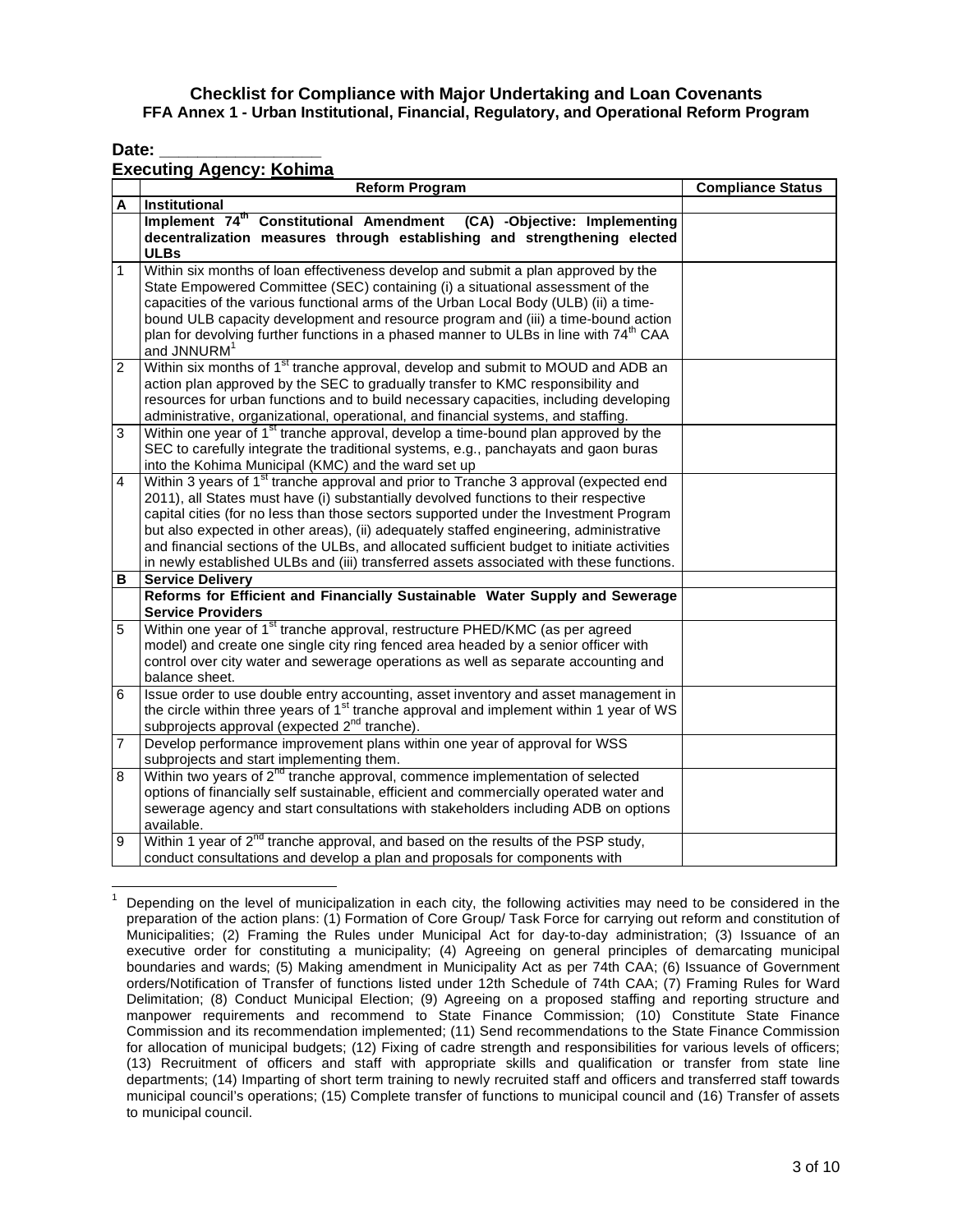**Checklist for Compliance with Major Undertaking and Loan Covenants**
**FFA Annex 1 - Urban Institutional, Financial, Regulatory, and Operational Reform Program**

**Date: ________________**

**Executing Agency: Kohima**

| | Reform Program | Compliance Status |
|---|---|---|
| **A** | **Institutional** | |
| | **Implement 74th Constitutional Amendment (CA) -Objective: Implementing decentralization measures through establishing and strengthening elected ULBs** | |
| 1 | Within six months of loan effectiveness develop and submit a plan approved by the State Empowered Committee (SEC) containing (i) a situational assessment of the capacities of the various functional arms of the Urban Local Body (ULB) (ii) a time-bound ULB capacity development and resource program and (iii) a time-bound action plan for devolving further functions in a phased manner to ULBs in line with 74th CAA and JNNURM[1] | |
| 2 | Within six months of 1st tranche approval, develop and submit to MOUD and ADB an action plan approved by the SEC to gradually transfer to KMC responsibility and resources for urban functions and to build necessary capacities, including developing administrative, organizational, operational, and financial systems, and staffing. | |
| 3 | Within one year of 1st tranche approval, develop a time-bound plan approved by the SEC to carefully integrate the traditional systems, e.g., panchayats and gaon buras into the Kohima Municipal (KMC) and the ward set up | |
| 4 | Within 3 years of 1st tranche approval and prior to Tranche 3 approval (expected end 2011), all States must have (i) substantially devolved functions to their respective capital cities (for no less than those sectors supported under the Investment Program but also expected in other areas), (ii) adequately staffed engineering, administrative and financial sections of the ULBs, and allocated sufficient budget to initiate activities in newly established ULBs and (iii) transferred assets associated with these functions. | |
| **B** | **Service Delivery** | |
| | **Reforms for Efficient and Financially Sustainable Water Supply and Sewerage Service Providers** | |
| 5 | Within one year of 1st tranche approval, restructure PHED/KMC (as per agreed model) and create one single city ring fenced area headed by a senior officer with control over city water and sewerage operations as well as separate accounting and balance sheet. | |
| 6 | Issue order to use double entry accounting, asset inventory and asset management in the circle within three years of 1st tranche approval and implement within 1 year of WS subprojects approval (expected 2nd tranche). | |
| 7 | Develop performance improvement plans within one year of approval for WSS subprojects and start implementing them. | |
| 8 | Within two years of 2nd tranche approval, commence implementation of selected options of financially self sustainable, efficient and commercially operated water and sewerage agency and start consultations with stakeholders including ADB on options available. | |
| 9 | Within 1 year of 2nd tranche approval, and based on the results of the PSP study, conduct consultations and develop a plan and proposals for components with | |

[1] Depending on the level of municipalization in each city, the following activities may need to be considered in the preparation of the action plans: (1) Formation of Core Group/ Task Force for carrying out reform and constitution of Municipalities; (2) Framing the Rules under Municipal Act for day-to-day administration; (3) Issuance of an executive order for constituting a municipality; (4) Agreeing on general principles of demarcating municipal boundaries and wards; (5) Making amendment in Municipality Act as per 74th CAA; (6) Issuance of Government orders/Notification of Transfer of functions listed under 12th Schedule of 74th CAA; (7) Framing Rules for Ward Delimitation; (8) Conduct Municipal Election; (9) Agreeing on a proposed staffing and reporting structure and manpower requirements and recommend to State Finance Commission; (10) Constitute State Finance Commission and its recommendation implemented; (11) Send recommendations to the State Finance Commission for allocation of municipal budgets; (12) Fixing of cadre strength and responsibilities for various levels of officers; (13) Recruitment of officers and staff with appropriate skills and qualification or transfer from state line departments; (14) Imparting of short term training to newly recruited staff and officers and transferred staff towards municipal council's operations; (15) Complete transfer of functions to municipal council and (16) Transfer of assets to municipal council.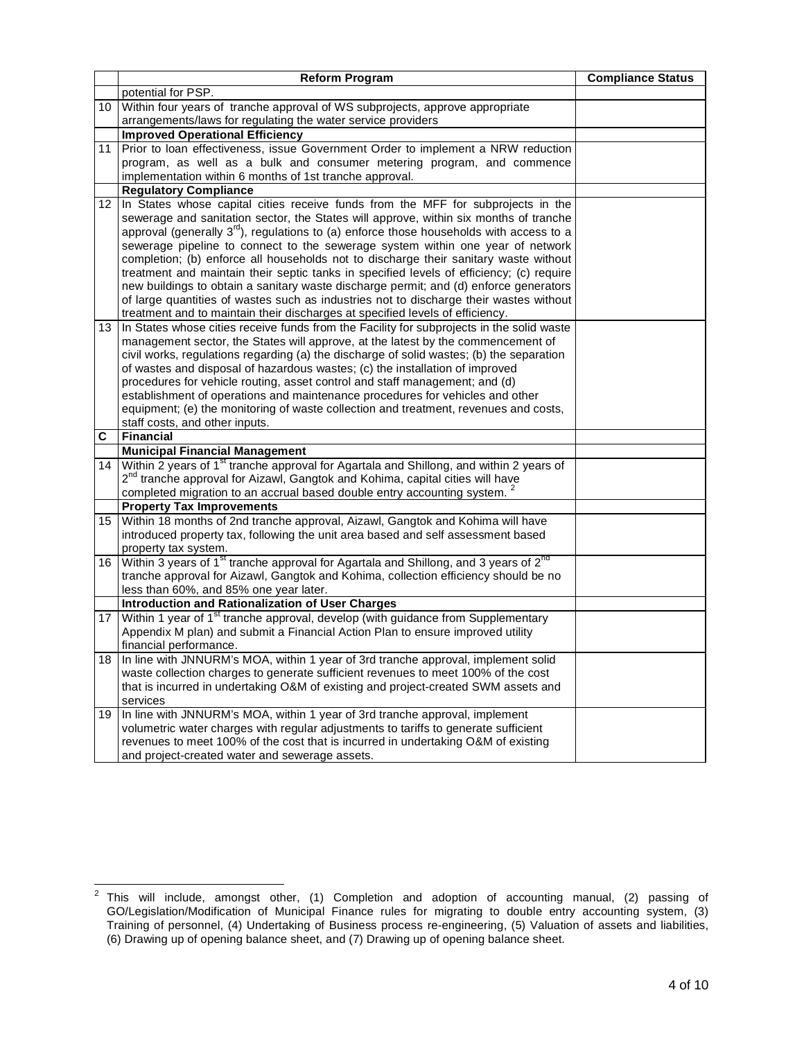| | Reform Program | Compliance Status |
|---|---|---|
| | potential for PSP. | |
| 10 | Within four years of tranche approval of WS subprojects, approve appropriate arrangements/laws for regulating the water service providers | |
| | **Improved Operational Efficiency** | |
| 11 | Prior to loan effectiveness, issue Government Order to implement a NRW reduction program, as well as a bulk and consumer metering program, and commence implementation within 6 months of 1st tranche approval. | |
| | **Regulatory Compliance** | |
| 12 | In States whose capital cities receive funds from the MFF for subprojects in the sewerage and sanitation sector, the States will approve, within six months of tranche approval (generally 3rd), regulations to (a) enforce those households with access to a sewerage pipeline to connect to the sewerage system within one year of network completion; (b) enforce all households not to discharge their sanitary waste without treatment and maintain their septic tanks in specified levels of efficiency; (c) require new buildings to obtain a sanitary waste discharge permit; and (d) enforce generators of large quantities of wastes such as industries not to discharge their wastes without treatment and to maintain their discharges at specified levels of efficiency. | |
| 13 | In States whose cities receive funds from the Facility for subprojects in the solid waste management sector, the States will approve, at the latest by the commencement of civil works, regulations regarding (a) the discharge of solid wastes; (b) the separation of wastes and disposal of hazardous wastes; (c) the installation of improved procedures for vehicle routing, asset control and staff management; and (d) establishment of operations and maintenance procedures for vehicles and other equipment; (e) the monitoring of waste collection and treatment, revenues and costs, staff costs, and other inputs. | |
| **C** | **Financial** | |
| | **Municipal Financial Management** | |
| 14 | Within 2 years of 1st tranche approval for Agartala and Shillong, and within 2 years of 2nd tranche approval for Aizawl, Gangtok and Kohima, capital cities will have completed migration to an accrual based double entry accounting system. [2] | |
| | **Property Tax Improvements** | |
| 15 | Within 18 months of 2nd tranche approval, Aizawl, Gangtok and Kohima will have introduced property tax, following the unit area based and self assessment based property tax system. | |
| 16 | Within 3 years of 1st tranche approval for Agartala and Shillong, and 3 years of 2nd tranche approval for Aizawl, Gangtok and Kohima, collection efficiency should be no less than 60%, and 85% one year later. | |
| | **Introduction and Rationalization of User Charges** | |
| 17 | Within 1 year of 1st tranche approval, develop (with guidance from Supplementary Appendix M plan) and submit a Financial Action Plan to ensure improved utility financial performance. | |
| 18 | In line with JNNURM's MOA, within 1 year of 3rd tranche approval, implement solid waste collection charges to generate sufficient revenues to meet 100% of the cost that is incurred in undertaking O&M of existing and project-created SWM assets and services | |
| 19 | In line with JNNURM's MOA, within 1 year of 3rd tranche approval, implement volumetric water charges with regular adjustments to tariffs to generate sufficient revenues to meet 100% of the cost that is incurred in undertaking O&M of existing and project-created water and sewerage assets. | |

[2] This will include, amongst other, (1) Completion and adoption of accounting manual, (2) passing of GO/Legislation/Modification of Municipal Finance rules for migrating to double entry accounting system, (3) Training of personnel, (4) Undertaking of Business process re-engineering, (5) Valuation of assets and liabilities, (6) Drawing up of opening balance sheet, and (7) Drawing up of opening balance sheet.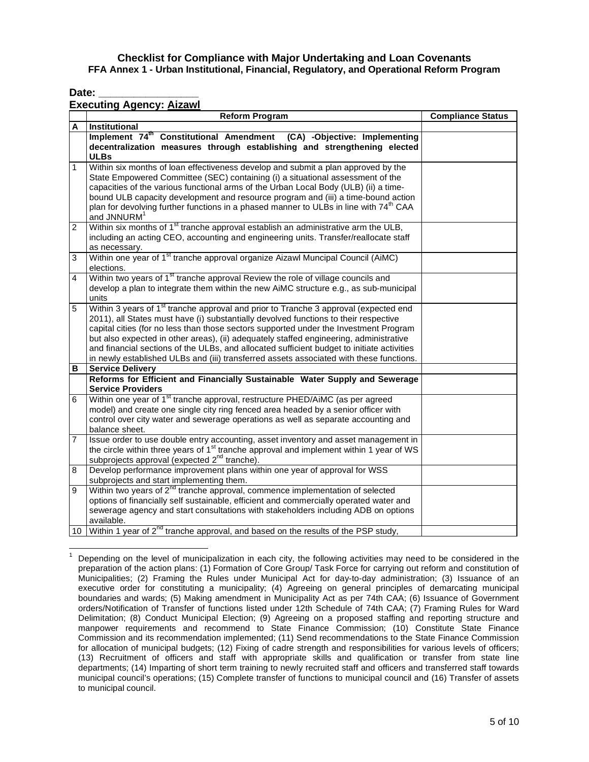**Checklist for Compliance with Major Undertaking and Loan Covenants**
**FFA Annex 1 - Urban Institutional, Financial, Regulatory, and Operational Reform Program**

**Date: \_\_\_\_\_\_\_\_\_\_\_\_\_\_\_\_\_**

**Executing Agency: Aizawl**

| | Reform Program | Compliance Status |
|---|---|---|
| **A** | **Institutional** | |
| | **Implement 74th Constitutional Amendment (CA) -Objective: Implementing decentralization measures through establishing and strengthening elected ULBs** | |
| 1 | Within six months of loan effectiveness develop and submit a plan approved by the State Empowered Committee (SEC) containing (i) a situational assessment of the capacities of the various functional arms of the Urban Local Body (ULB) (ii) a time-bound ULB capacity development and resource program and (iii) a time-bound action plan for devolving further functions in a phased manner to ULBs in line with 74th CAA and JNNURM[1] | |
| 2 | Within six months of 1st tranche approval establish an administrative arm the ULB, including an acting CEO, accounting and engineering units. Transfer/reallocate staff as necessary. | |
| 3 | Within one year of 1st tranche approval organize Aizawl Muncipal Council (AiMC) elections. | |
| 4 | Within two years of 1st tranche approval Review the role of village councils and develop a plan to integrate them within the new AiMC structure e.g., as sub-municipal units | |
| 5 | Within 3 years of 1st tranche approval and prior to Tranche 3 approval (expected end 2011), all States must have (i) substantially devolved functions to their respective capital cities (for no less than those sectors supported under the Investment Program but also expected in other areas), (ii) adequately staffed engineering, administrative and financial sections of the ULBs, and allocated sufficient budget to initiate activities in newly established ULBs and (iii) transferred assets associated with these functions. | |
| **B** | **Service Delivery** | |
| | **Reforms for Efficient and Financially Sustainable Water Supply and Sewerage Service Providers** | |
| 6 | Within one year of 1st tranche approval, restructure PHED/AiMC (as per agreed model) and create one single city ring fenced area headed by a senior officer with control over city water and sewerage operations as well as separate accounting and balance sheet. | |
| 7 | Issue order to use double entry accounting, asset inventory and asset management in the circle within three years of 1st tranche approval and implement within 1 year of WS subprojects approval (expected 2nd tranche). | |
| 8 | Develop performance improvement plans within one year of approval for WSS subprojects and start implementing them. | |
| 9 | Within two years of 2nd tranche approval, commence implementation of selected options of financially self sustainable, efficient and commercially operated water and sewerage agency and start consultations with stakeholders including ADB on options available. | |
| 10 | Within 1 year of 2nd tranche approval, and based on the results of the PSP study, | |

[1] Depending on the level of municipalization in each city, the following activities may need to be considered in the preparation of the action plans: (1) Formation of Core Group/ Task Force for carrying out reform and constitution of Municipalities; (2) Framing the Rules under Municipal Act for day-to-day administration; (3) Issuance of an executive order for constituting a municipality; (4) Agreeing on general principles of demarcating municipal boundaries and wards; (5) Making amendment in Municipality Act as per 74th CAA; (6) Issuance of Government orders/Notification of Transfer of functions listed under 12th Schedule of 74th CAA; (7) Framing Rules for Ward Delimitation; (8) Conduct Municipal Election; (9) Agreeing on a proposed staffing and reporting structure and manpower requirements and recommend to State Finance Commission; (10) Constitute State Finance Commission and its recommendation implemented; (11) Send recommendations to the State Finance Commission for allocation of municipal budgets; (12) Fixing of cadre strength and responsibilities for various levels of officers; (13) Recruitment of officers and staff with appropriate skills and qualification or transfer from state line departments; (14) Imparting of short term training to newly recruited staff and officers and transferred staff towards municipal council's operations; (15) Complete transfer of functions to municipal council and (16) Transfer of assets to municipal council.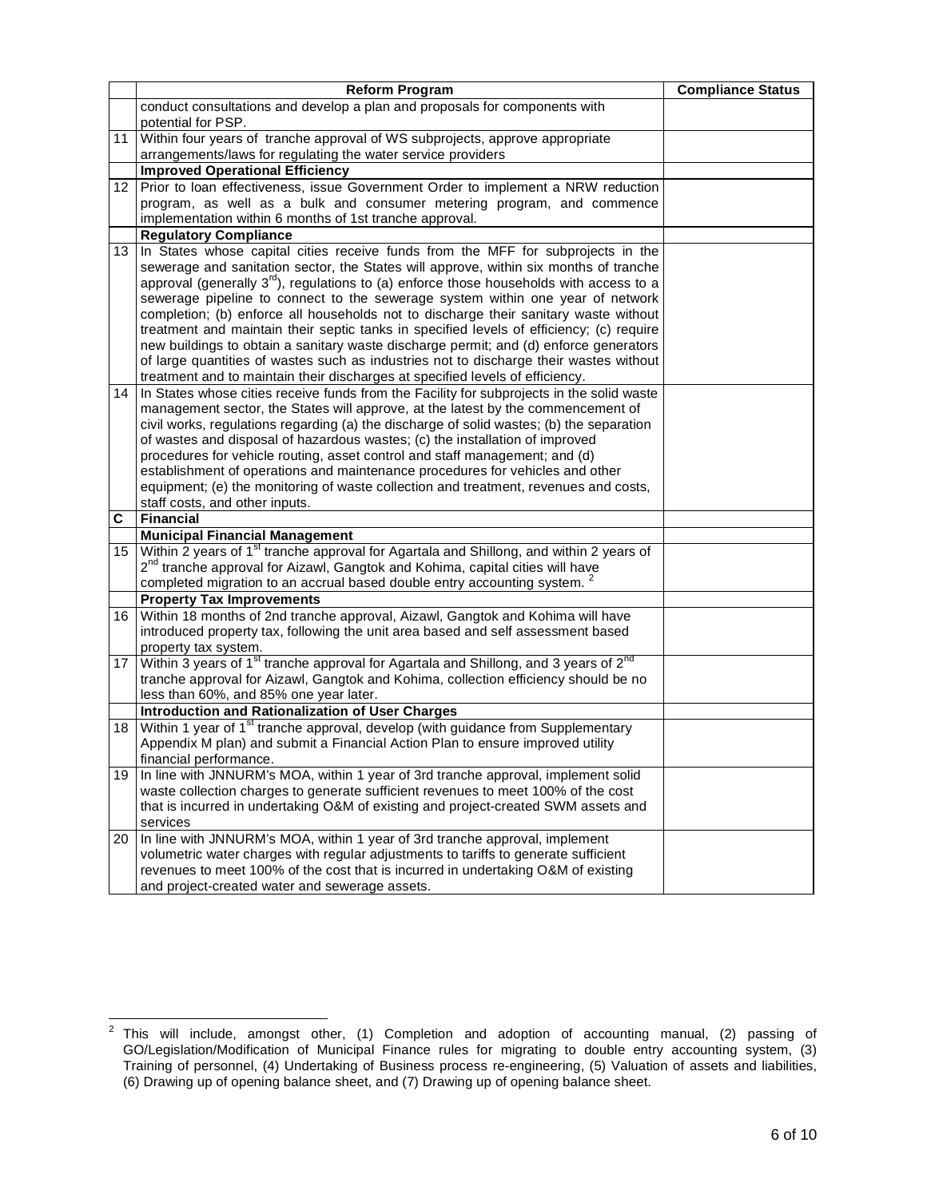| | Reform Program | Compliance Status |
|---|---|---|
| | conduct consultations and develop a plan and proposals for components with potential for PSP. | |
| 11 | Within four years of tranche approval of WS subprojects, approve appropriate arrangements/laws for regulating the water service providers | |
| | **Improved Operational Efficiency** | |
| 12 | Prior to loan effectiveness, issue Government Order to implement a NRW reduction program, as well as a bulk and consumer metering program, and commence implementation within 6 months of 1st tranche approval. | |
| | **Regulatory Compliance** | |
| 13 | In States whose capital cities receive funds from the MFF for subprojects in the sewerage and sanitation sector, the States will approve, within six months of tranche approval (generally 3rd), regulations to (a) enforce those households with access to a sewerage pipeline to connect to the sewerage system within one year of network completion; (b) enforce all households not to discharge their sanitary waste without treatment and maintain their septic tanks in specified levels of efficiency; (c) require new buildings to obtain a sanitary waste discharge permit; and (d) enforce generators of large quantities of wastes such as industries not to discharge their wastes without treatment and to maintain their discharges at specified levels of efficiency. | |
| 14 | In States whose cities receive funds from the Facility for subprojects in the solid waste management sector, the States will approve, at the latest by the commencement of civil works, regulations regarding (a) the discharge of solid wastes; (b) the separation of wastes and disposal of hazardous wastes; (c) the installation of improved procedures for vehicle routing, asset control and staff management; and (d) establishment of operations and maintenance procedures for vehicles and other equipment; (e) the monitoring of waste collection and treatment, revenues and costs, staff costs, and other inputs. | |
| **C** | **Financial** | |
| | **Municipal Financial Management** | |
| 15 | Within 2 years of 1st tranche approval for Agartala and Shillong, and within 2 years of 2nd tranche approval for Aizawl, Gangtok and Kohima, capital cities will have completed migration to an accrual based double entry accounting system. [2] | |
| | **Property Tax Improvements** | |
| 16 | Within 18 months of 2nd tranche approval, Aizawl, Gangtok and Kohima will have introduced property tax, following the unit area based and self assessment based property tax system. | |
| 17 | Within 3 years of 1st tranche approval for Agartala and Shillong, and 3 years of 2nd tranche approval for Aizawl, Gangtok and Kohima, collection efficiency should be no less than 60%, and 85% one year later. | |
| | **Introduction and Rationalization of User Charges** | |
| 18 | Within 1 year of 1st tranche approval, develop (with guidance from Supplementary Appendix M plan) and submit a Financial Action Plan to ensure improved utility financial performance. | |
| 19 | In line with JNNURM's MOA, within 1 year of 3rd tranche approval, implement solid waste collection charges to generate sufficient revenues to meet 100% of the cost that is incurred in undertaking O&M of existing and project-created SWM assets and services | |
| 20 | In line with JNNURM's MOA, within 1 year of 3rd tranche approval, implement volumetric water charges with regular adjustments to tariffs to generate sufficient revenues to meet 100% of the cost that is incurred in undertaking O&M of existing and project-created water and sewerage assets. | |

[2] This will include, amongst other, (1) Completion and adoption of accounting manual, (2) passing of GO/Legislation/Modification of Municipal Finance rules for migrating to double entry accounting system, (3) Training of personnel, (4) Undertaking of Business process re-engineering, (5) Valuation of assets and liabilities, (6) Drawing up of opening balance sheet, and (7) Drawing up of opening balance sheet.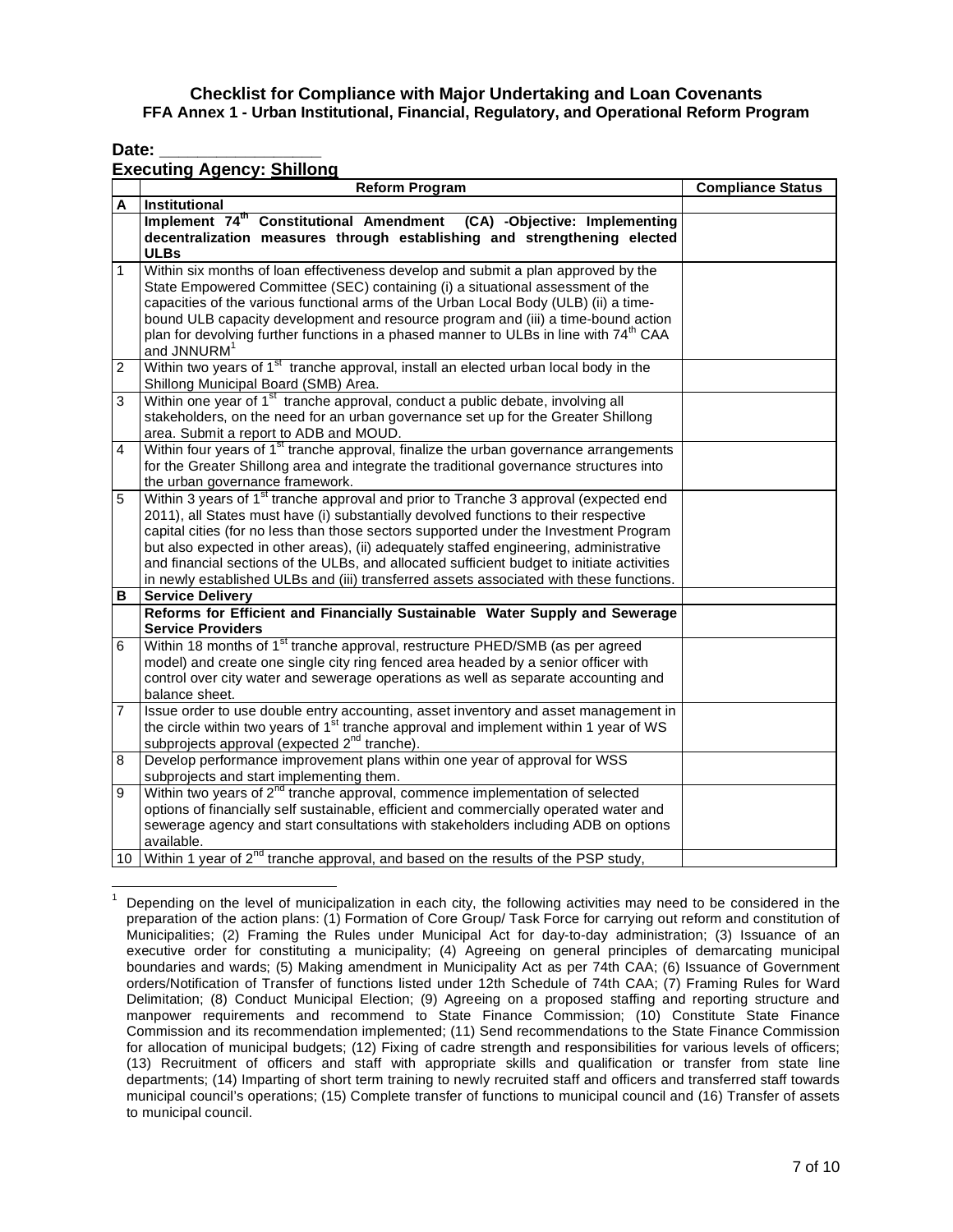**Checklist for Compliance with Major Undertaking and Loan Covenants**
**FFA Annex 1 - Urban Institutional, Financial, Regulatory, and Operational Reform Program**

**Date: ________________**

**Executing Agency: Shillong**

| | Reform Program | Compliance Status |
|---|---|---|
| **A** | **Institutional** | |
| | **Implement 74th Constitutional Amendment (CA) -Objective: Implementing decentralization measures through establishing and strengthening elected ULBs** | |
| 1 | Within six months of loan effectiveness develop and submit a plan approved by the State Empowered Committee (SEC) containing (i) a situational assessment of the capacities of the various functional arms of the Urban Local Body (ULB) (ii) a time-bound ULB capacity development and resource program and (iii) a time-bound action plan for devolving further functions in a phased manner to ULBs in line with 74th CAA and JNNURM[1] | |
| 2 | Within two years of 1st tranche approval, install an elected urban local body in the Shillong Municipal Board (SMB) Area. | |
| 3 | Within one year of 1st tranche approval, conduct a public debate, involving all stakeholders, on the need for an urban governance set up for the Greater Shillong area. Submit a report to ADB and MOUD. | |
| 4 | Within four years of 1st tranche approval, finalize the urban governance arrangements for the Greater Shillong area and integrate the traditional governance structures into the urban governance framework. | |
| 5 | Within 3 years of 1st tranche approval and prior to Tranche 3 approval (expected end 2011), all States must have (i) substantially devolved functions to their respective capital cities (for no less than those sectors supported under the Investment Program but also expected in other areas), (ii) adequately staffed engineering, administrative and financial sections of the ULBs, and allocated sufficient budget to initiate activities in newly established ULBs and (iii) transferred assets associated with these functions. | |
| **B** | **Service Delivery** | |
| | **Reforms for Efficient and Financially Sustainable Water Supply and Sewerage Service Providers** | |
| 6 | Within 18 months of 1st tranche approval, restructure PHED/SMB (as per agreed model) and create one single city ring fenced area headed by a senior officer with control over city water and sewerage operations as well as separate accounting and balance sheet. | |
| 7 | Issue order to use double entry accounting, asset inventory and asset management in the circle within two years of 1st tranche approval and implement within 1 year of WS subprojects approval (expected 2nd tranche). | |
| 8 | Develop performance improvement plans within one year of approval for WSS subprojects and start implementing them. | |
| 9 | Within two years of 2nd tranche approval, commence implementation of selected options of financially self sustainable, efficient and commercially operated water and sewerage agency and start consultations with stakeholders including ADB on options available. | |
| 10 | Within 1 year of 2nd tranche approval, and based on the results of the PSP study, | |

[1] Depending on the level of municipalization in each city, the following activities may need to be considered in the preparation of the action plans: (1) Formation of Core Group/ Task Force for carrying out reform and constitution of Municipalities; (2) Framing the Rules under Municipal Act for day-to-day administration; (3) Issuance of an executive order for constituting a municipality; (4) Agreeing on general principles of demarcating municipal boundaries and wards; (5) Making amendment in Municipality Act as per 74th CAA; (6) Issuance of Government orders/Notification of Transfer of functions listed under 12th Schedule of 74th CAA; (7) Framing Rules for Ward Delimitation; (8) Conduct Municipal Election; (9) Agreeing on a proposed staffing and reporting structure and manpower requirements and recommend to State Finance Commission; (10) Constitute State Finance Commission and its recommendation implemented; (11) Send recommendations to the State Finance Commission for allocation of municipal budgets; (12) Fixing of cadre strength and responsibilities for various levels of officers; (13) Recruitment of officers and staff with appropriate skills and qualification or transfer from state line departments; (14) Imparting of short term training to newly recruited staff and officers and transferred staff towards municipal council's operations; (15) Complete transfer of functions to municipal council and (16) Transfer of assets to municipal council.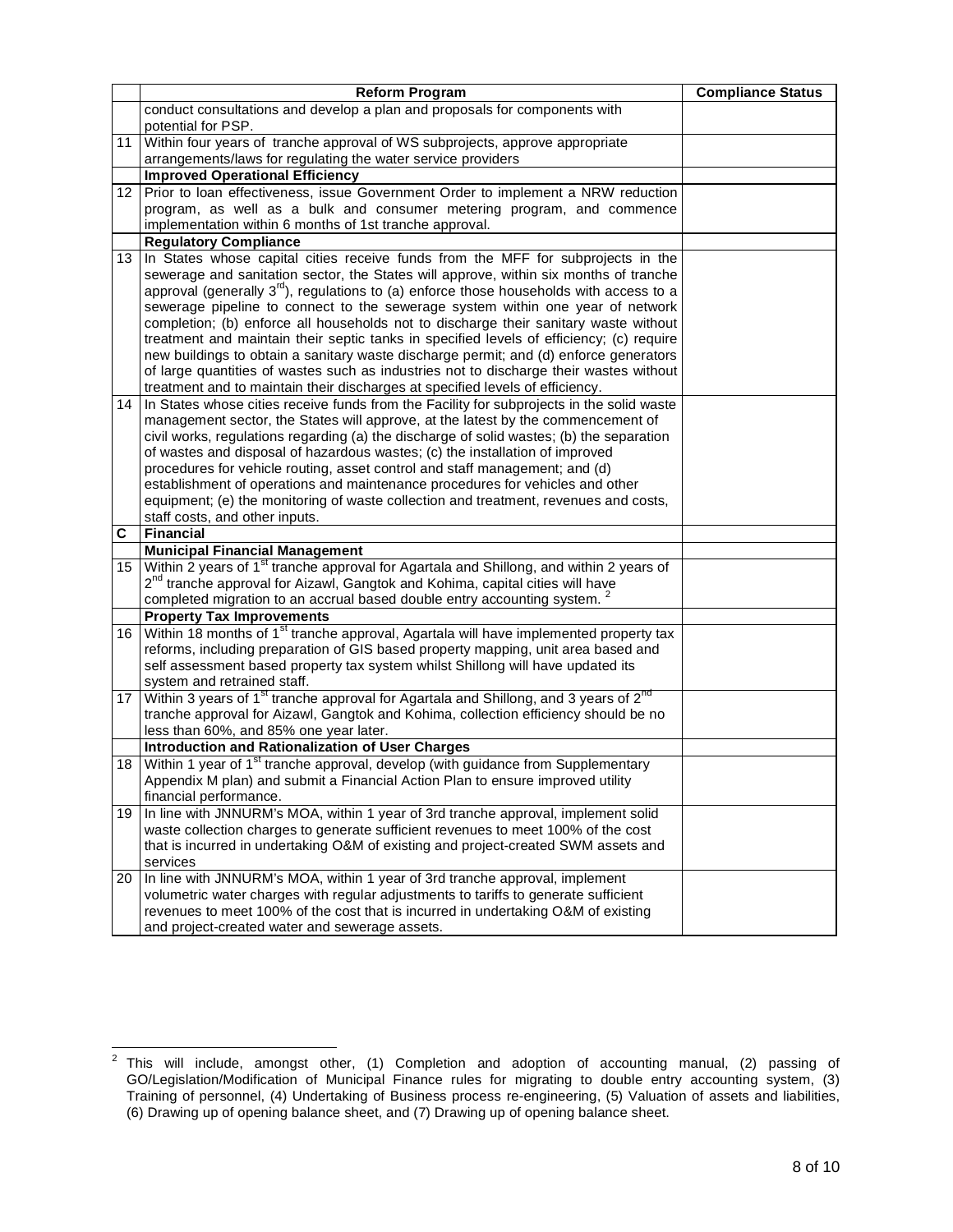| | Reform Program | Compliance Status |
|---|---|---|
| | conduct consultations and develop a plan and proposals for components with potential for PSP. | |
| 11 | Within four years of tranche approval of WS subprojects, approve appropriate arrangements/laws for regulating the water service providers | |
| | **Improved Operational Efficiency** | |
| 12 | Prior to loan effectiveness, issue Government Order to implement a NRW reduction program, as well as a bulk and consumer metering program, and commence implementation within 6 months of 1st tranche approval. | |
| | **Regulatory Compliance** | |
| 13 | In States whose capital cities receive funds from the MFF for subprojects in the sewerage and sanitation sector, the States will approve, within six months of tranche approval (generally 3rd), regulations to (a) enforce those households with access to a sewerage pipeline to connect to the sewerage system within one year of network completion; (b) enforce all households not to discharge their sanitary waste without treatment and maintain their septic tanks in specified levels of efficiency; (c) require new buildings to obtain a sanitary waste discharge permit; and (d) enforce generators of large quantities of wastes such as industries not to discharge their wastes without treatment and to maintain their discharges at specified levels of efficiency. | |
| 14 | In States whose cities receive funds from the Facility for subprojects in the solid waste management sector, the States will approve, at the latest by the commencement of civil works, regulations regarding (a) the discharge of solid wastes; (b) the separation of wastes and disposal of hazardous wastes; (c) the installation of improved procedures for vehicle routing, asset control and staff management; and (d) establishment of operations and maintenance procedures for vehicles and other equipment; (e) the monitoring of waste collection and treatment, revenues and costs, staff costs, and other inputs. | |
| **C** | **Financial** | |
| | **Municipal Financial Management** | |
| 15 | Within 2 years of 1st tranche approval for Agartala and Shillong, and within 2 years of 2nd tranche approval for Aizawl, Gangtok and Kohima, capital cities will have completed migration to an accrual based double entry accounting system. [2] | |
| | **Property Tax Improvements** | |
| 16 | Within 18 months of 1st tranche approval, Agartala will have implemented property tax reforms, including preparation of GIS based property mapping, unit area based and self assessment based property tax system whilst Shillong will have updated its system and retrained staff. | |
| 17 | Within 3 years of 1st tranche approval for Agartala and Shillong, and 3 years of 2nd tranche approval for Aizawl, Gangtok and Kohima, collection efficiency should be no less than 60%, and 85% one year later. | |
| | **Introduction and Rationalization of User Charges** | |
| 18 | Within 1 year of 1st tranche approval, develop (with guidance from Supplementary Appendix M plan) and submit a Financial Action Plan to ensure improved utility financial performance. | |
| 19 | In line with JNNURM's MOA, within 1 year of 3rd tranche approval, implement solid waste collection charges to generate sufficient revenues to meet 100% of the cost that is incurred in undertaking O&M of existing and project-created SWM assets and services | |
| 20 | In line with JNNURM's MOA, within 1 year of 3rd tranche approval, implement volumetric water charges with regular adjustments to tariffs to generate sufficient revenues to meet 100% of the cost that is incurred in undertaking O&M of existing and project-created water and sewerage assets. | |

[2] This will include, amongst other, (1) Completion and adoption of accounting manual, (2) passing of GO/Legislation/Modification of Municipal Finance rules for migrating to double entry accounting system, (3) Training of personnel, (4) Undertaking of Business process re-engineering, (5) Valuation of assets and liabilities, (6) Drawing up of opening balance sheet, and (7) Drawing up of opening balance sheet.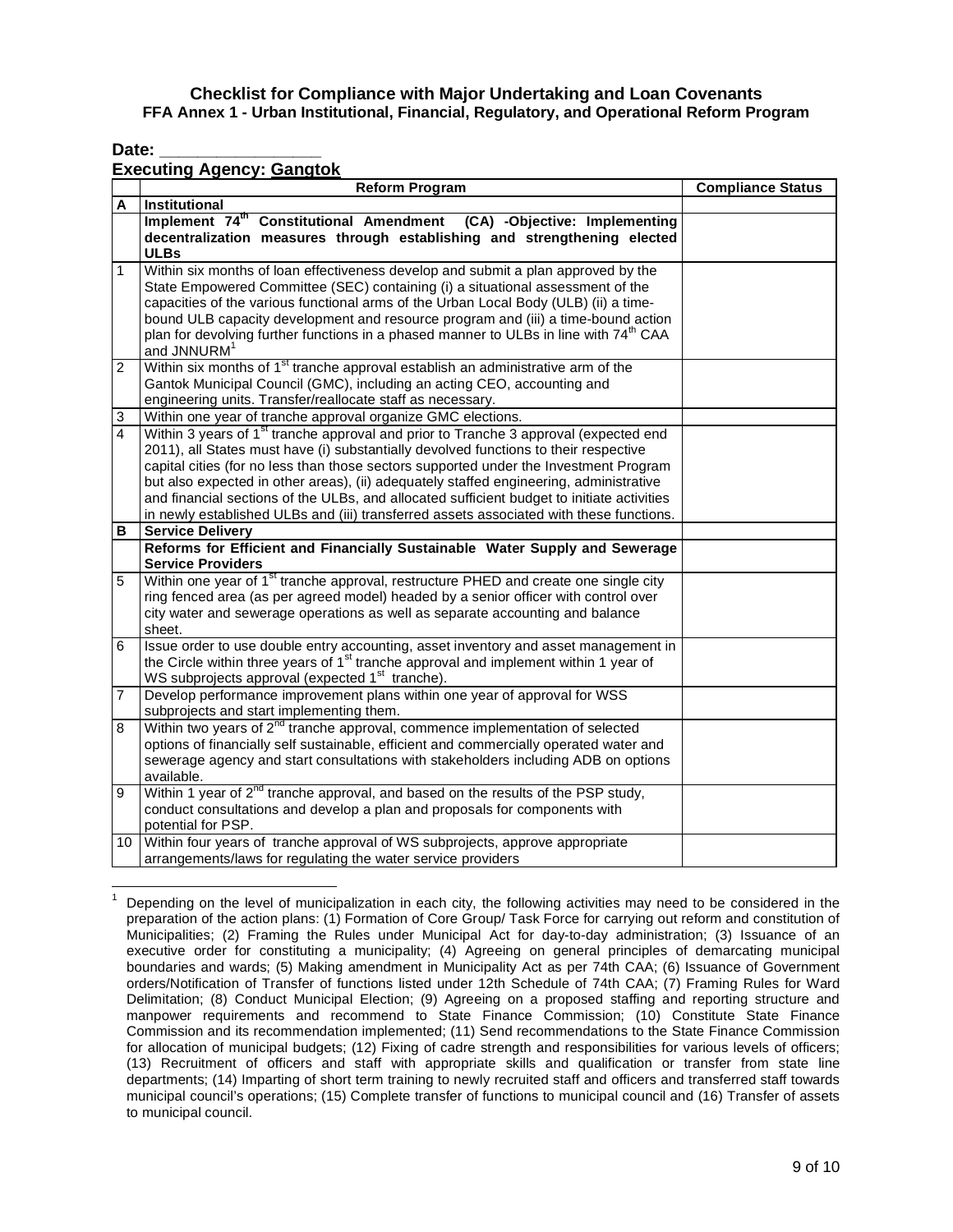**Checklist for Compliance with Major Undertaking and Loan Covenants**
**FFA Annex 1 - Urban Institutional, Financial, Regulatory, and Operational Reform Program**

**Date: _______________**

**Executing Agency: Gangtok**

| | Reform Program | Compliance Status |
|---|---|---|
| **A** | **Institutional** | |
| | **Implement 74th Constitutional Amendment (CA) -Objective: Implementing decentralization measures through establishing and strengthening elected ULBs** | |
| 1 | Within six months of loan effectiveness develop and submit a plan approved by the State Empowered Committee (SEC) containing (i) a situational assessment of the capacities of the various functional arms of the Urban Local Body (ULB) (ii) a time-bound ULB capacity development and resource program and (iii) a time-bound action plan for devolving further functions in a phased manner to ULBs in line with 74th CAA and JNNURM[1] | |
| 2 | Within six months of 1st tranche approval establish an administrative arm of the Gantok Municipal Council (GMC), including an acting CEO, accounting and engineering units. Transfer/reallocate staff as necessary. | |
| 3 | Within one year of tranche approval organize GMC elections. | |
| 4 | Within 3 years of 1st tranche approval and prior to Tranche 3 approval (expected end 2011), all States must have (i) substantially devolved functions to their respective capital cities (for no less than those sectors supported under the Investment Program but also expected in other areas), (ii) adequately staffed engineering, administrative and financial sections of the ULBs, and allocated sufficient budget to initiate activities in newly established ULBs and (iii) transferred assets associated with these functions. | |
| **B** | **Service Delivery** | |
| | **Reforms for Efficient and Financially Sustainable Water Supply and Sewerage Service Providers** | |
| 5 | Within one year of 1st tranche approval, restructure PHED and create one single city ring fenced area (as per agreed model) headed by a senior officer with control over city water and sewerage operations as well as separate accounting and balance sheet. | |
| 6 | Issue order to use double entry accounting, asset inventory and asset management in the Circle within three years of 1st tranche approval and implement within 1 year of WS subprojects approval (expected 1st tranche). | |
| 7 | Develop performance improvement plans within one year of approval for WSS subprojects and start implementing them. | |
| 8 | Within two years of 2nd tranche approval, commence implementation of selected options of financially self sustainable, efficient and commercially operated water and sewerage agency and start consultations with stakeholders including ADB on options available. | |
| 9 | Within 1 year of 2nd tranche approval, and based on the results of the PSP study, conduct consultations and develop a plan and proposals for components with potential for PSP. | |
| 10 | Within four years of tranche approval of WS subprojects, approve appropriate arrangements/laws for regulating the water service providers | |

[1] Depending on the level of municipalization in each city, the following activities may need to be considered in the preparation of the action plans: (1) Formation of Core Group/ Task Force for carrying out reform and constitution of Municipalities; (2) Framing the Rules under Municipal Act for day-to-day administration; (3) Issuance of an executive order for constituting a municipality; (4) Agreeing on general principles of demarcating municipal boundaries and wards; (5) Making amendment in Municipality Act as per 74th CAA; (6) Issuance of Government orders/Notification of Transfer of functions listed under 12th Schedule of 74th CAA; (7) Framing Rules for Ward Delimitation; (8) Conduct Municipal Election; (9) Agreeing on a proposed staffing and reporting structure and manpower requirements and recommend to State Finance Commission; (10) Constitute State Finance Commission and its recommendation implemented; (11) Send recommendations to the State Finance Commission for allocation of municipal budgets; (12) Fixing of cadre strength and responsibilities for various levels of officers; (13) Recruitment of officers and staff with appropriate skills and qualification or transfer from state line departments; (14) Imparting of short term training to newly recruited staff and officers and transferred staff towards municipal council's operations; (15) Complete transfer of functions to municipal council and (16) Transfer of assets to municipal council.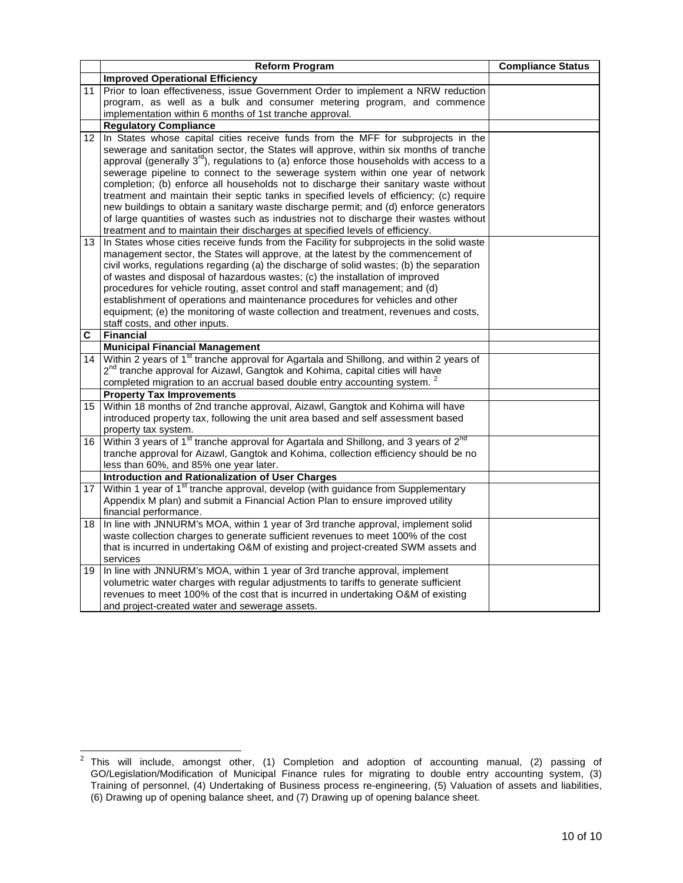| | Reform Program | Compliance Status |
|---|---|---|
| | **Improved Operational Efficiency** | |
| 11 | Prior to loan effectiveness, issue Government Order to implement a NRW reduction program, as well as a bulk and consumer metering program, and commence implementation within 6 months of 1st tranche approval. | |
| | **Regulatory Compliance** | |
| 12 | In States whose capital cities receive funds from the MFF for subprojects in the sewerage and sanitation sector, the States will approve, within six months of tranche approval (generally 3rd), regulations to (a) enforce those households with access to a sewerage pipeline to connect to the sewerage system within one year of network completion; (b) enforce all households not to discharge their sanitary waste without treatment and maintain their septic tanks in specified levels of efficiency; (c) require new buildings to obtain a sanitary waste discharge permit; and (d) enforce generators of large quantities of wastes such as industries not to discharge their wastes without treatment and to maintain their discharges at specified levels of efficiency. | |
| 13 | In States whose cities receive funds from the Facility for subprojects in the solid waste management sector, the States will approve, at the latest by the commencement of civil works, regulations regarding (a) the discharge of solid wastes; (b) the separation of wastes and disposal of hazardous wastes; (c) the installation of improved procedures for vehicle routing, asset control and staff management; and (d) establishment of operations and maintenance procedures for vehicles and other equipment; (e) the monitoring of waste collection and treatment, revenues and costs, staff costs, and other inputs. | |
| **C** | **Financial** | |
| | **Municipal Financial Management** | |
| 14 | Within 2 years of 1st tranche approval for Agartala and Shillong, and within 2 years of 2nd tranche approval for Aizawl, Gangtok and Kohima, capital cities will have completed migration to an accrual based double entry accounting system. [2] | |
| | **Property Tax Improvements** | |
| 15 | Within 18 months of 2nd tranche approval, Aizawl, Gangtok and Kohima will have introduced property tax, following the unit area based and self assessment based property tax system. | |
| 16 | Within 3 years of 1st tranche approval for Agartala and Shillong, and 3 years of 2nd tranche approval for Aizawl, Gangtok and Kohima, collection efficiency should be no less than 60%, and 85% one year later. | |
| | **Introduction and Rationalization of User Charges** | |
| 17 | Within 1 year of 1st tranche approval, develop (with guidance from Supplementary Appendix M plan) and submit a Financial Action Plan to ensure improved utility financial performance. | |
| 18 | In line with JNNURM's MOA, within 1 year of 3rd tranche approval, implement solid waste collection charges to generate sufficient revenues to meet 100% of the cost that is incurred in undertaking O&M of existing and project-created SWM assets and services | |
| 19 | In line with JNNURM's MOA, within 1 year of 3rd tranche approval, implement volumetric water charges with regular adjustments to tariffs to generate sufficient revenues to meet 100% of the cost that is incurred in undertaking O&M of existing and project-created water and sewerage assets. | |

[2] This will include, amongst other, (1) Completion and adoption of accounting manual, (2) passing of GO/Legislation/Modification of Municipal Finance rules for migrating to double entry accounting system, (3) Training of personnel, (4) Undertaking of Business process re-engineering, (5) Valuation of assets and liabilities, (6) Drawing up of opening balance sheet, and (7) Drawing up of opening balance sheet.